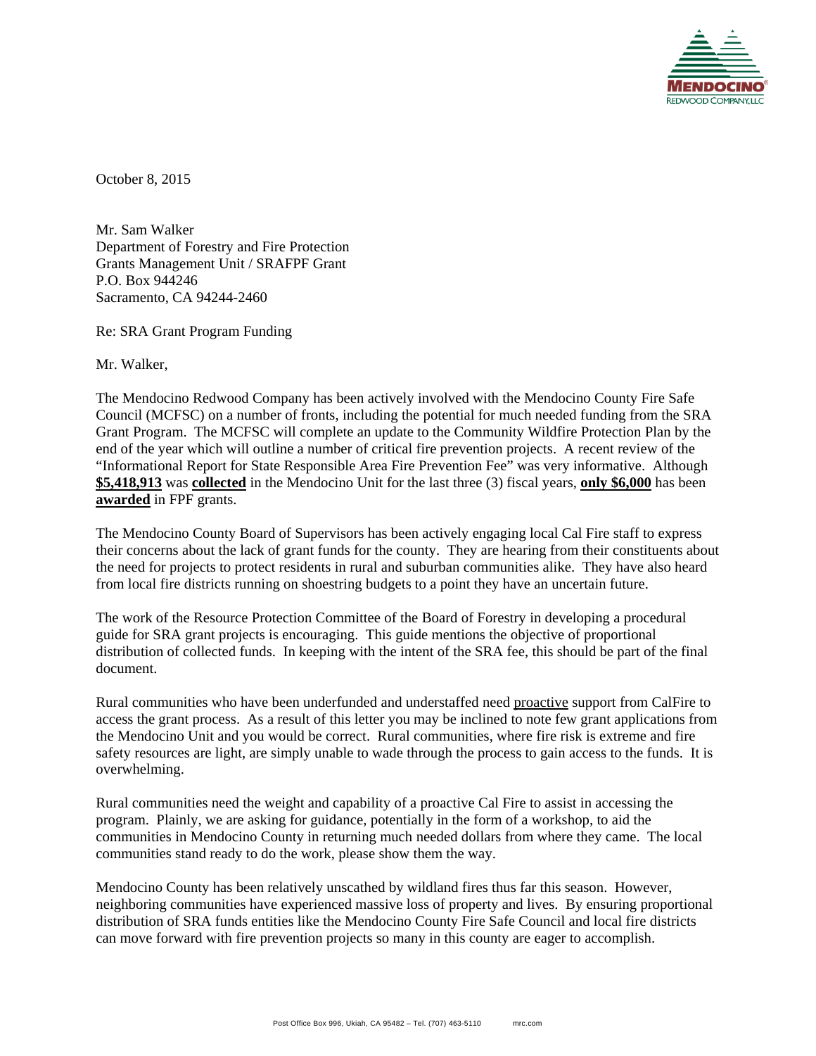October 8, 2015

Mr. Sam Walker
Department of Forestry and Fire Protection
Grants Management Unit / SRAFPF Grant
P.O. Box 944246
Sacramento, CA 94244-2460

Re: SRA Grant Program Funding

Mr. Walker,

The Mendocino Redwood Company has been actively involved with the Mendocino County Fire Safe Council (MCFSC) on a number of fronts, including the potential for much needed funding from the SRA Grant Program. The MCFSC will complete an update to the Community Wildfire Protection Plan by the end of the year which will outline a number of critical fire prevention projects. A recent review of the "Informational Report for State Responsible Area Fire Prevention Fee" was very informative. Although **$5,418,913** was **collected** in the Mendocino Unit for the last three (3) fiscal years, **only $6,000** has been **awarded** in FPF grants.

The Mendocino County Board of Supervisors has been actively engaging local Cal Fire staff to express their concerns about the lack of grant funds for the county. They are hearing from their constituents about the need for projects to protect residents in rural and suburban communities alike. They have also heard from local fire districts running on shoestring budgets to a point they have an uncertain future.

The work of the Resource Protection Committee of the Board of Forestry in developing a procedural guide for SRA grant projects is encouraging. This guide mentions the objective of proportional distribution of collected funds. In keeping with the intent of the SRA fee, this should be part of the final document.

Rural communities who have been underfunded and understaffed need proactive support from CalFire to access the grant process. As a result of this letter you may be inclined to note few grant applications from the Mendocino Unit and you would be correct. Rural communities, where fire risk is extreme and fire safety resources are light, are simply unable to wade through the process to gain access to the funds. It is overwhelming.

Rural communities need the weight and capability of a proactive Cal Fire to assist in accessing the program. Plainly, we are asking for guidance, potentially in the form of a workshop, to aid the communities in Mendocino County in returning much needed dollars from where they came. The local communities stand ready to do the work, please show them the way.

Mendocino County has been relatively unscathed by wildland fires thus far this season. However, neighboring communities have experienced massive loss of property and lives. By ensuring proportional distribution of SRA funds entities like the Mendocino County Fire Safe Council and local fire districts can move forward with fire prevention projects so many in this county are eager to accomplish.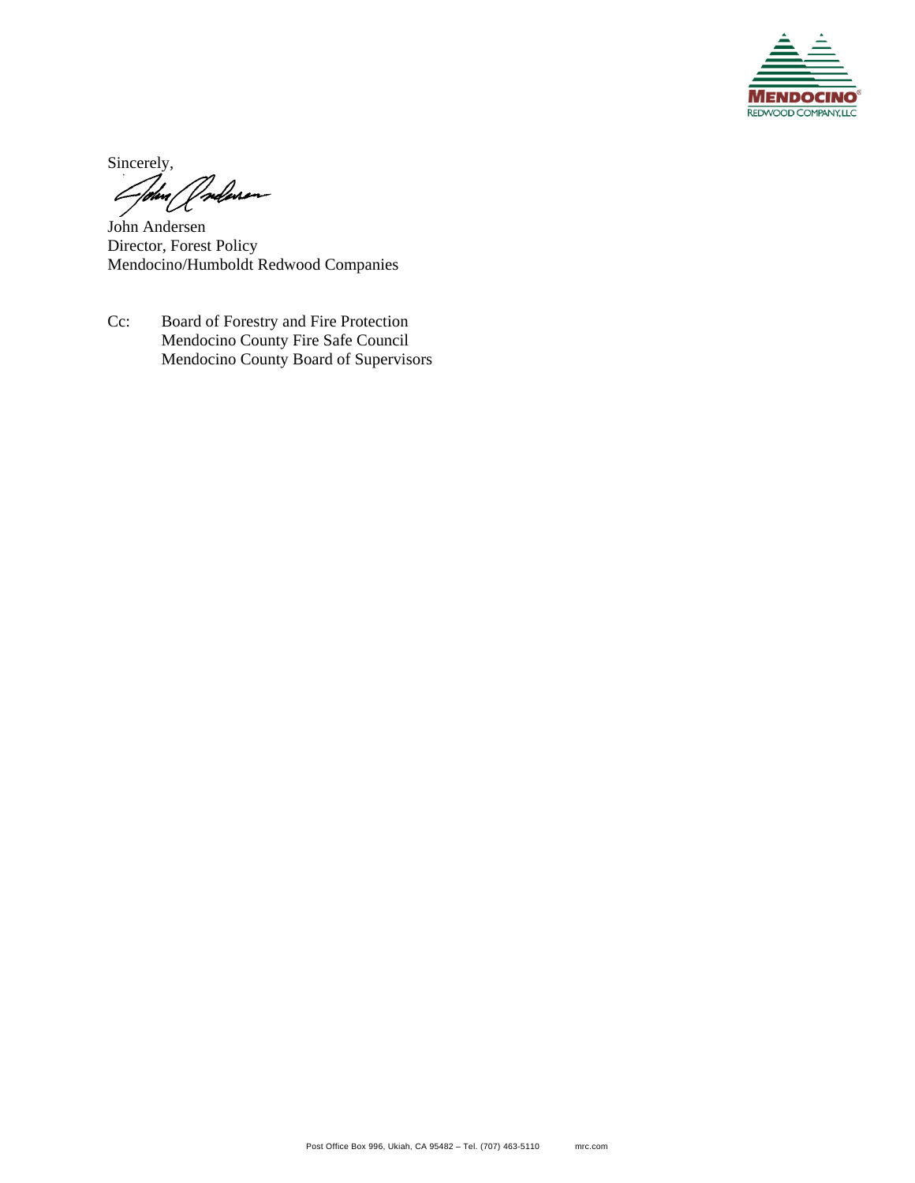Sincerely,

John Andersen
Director, Forest Policy
Mendocino/Humboldt Redwood Companies

Cc: Board of Forestry and Fire Protection
Mendocino County Fire Safe Council
Mendocino County Board of Supervisors

Post Office Box 996, Ukiah, CA 95482 – Tel. (707) 463-5110 mrc.com